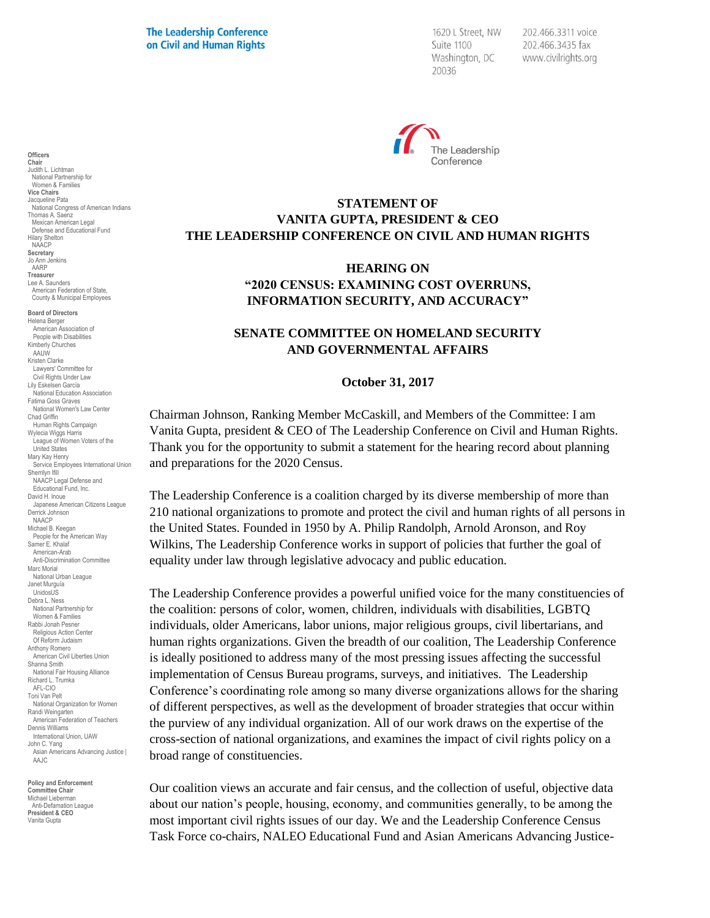**The Leadership Conference on Civil and Human Rights**

1620 L Street, NW
Suite 1100
Washington, DC
20036

202.466.3311 voice
202.466.3435 fax
www.civilrights.org

**Officers**
**Chair**
Judith L. Lichtman
National Partnership for Women & Families
**Vice Chairs**
Jacqueline Pata
National Congress of American Indians
Thomas A. Saenz
Mexican American Legal Defense and Educational Fund
Hilary Shelton
NAACP
**Secretary**
Jo Ann Jenkins
AARP
**Treasurer**
Lee A. Saunders
American Federation of State, County & Municipal Employees

**Board of Directors**
Helena Berger
American Association of People with Disabilities
Kimberly Churches
AAUW
Kristen Clarke
Lawyers' Committee for Civil Rights Under Law
Lily Eskelsen García
National Education Association
Fatima Goss Graves
National Women's Law Center
Chad Griffin
Human Rights Campaign
Wylecia Wiggs Harris
League of Women Voters of the United States
Mary Kay Henry
Service Employees International Union
Sherrilyn Ifill
NAACP Legal Defense and Educational Fund, Inc.
David H. Inoue
Japanese American Citizens League
Derrick Johnson
NAACP
Michael B. Keegan
People for the American Way
Samer E. Khalaf
American-Arab Anti-Discrimination Committee
Marc Morial
National Urban League
Janet Murguía
UnidosUS
Debra L. Ness
National Partnership for Women & Families
Rabbi Jonah Pesner
Religious Action Center Of Reform Judaism
Anthony Romero
American Civil Liberties Union
Shanna Smith
National Fair Housing Alliance
Richard L. Trumka
AFL-CIO
Toni Van Pelt
National Organization for Women
Randi Weingarten
American Federation of Teachers
Dennis Williams
International Union, UAW
John C. Yang
Asian Americans Advancing Justice | AAJC

**Policy and Enforcement Committee Chair**
Michael Lieberman
Anti-Defamation League
**President & CEO**
Vanita Gupta

# STATEMENT OF VANITA GUPTA, PRESIDENT & CEO THE LEADERSHIP CONFERENCE ON CIVIL AND HUMAN RIGHTS

## HEARING ON "2020 CENSUS: EXAMINING COST OVERRUNS, INFORMATION SECURITY, AND ACCURACY"

## SENATE COMMITTEE ON HOMELAND SECURITY AND GOVERNMENTAL AFFAIRS

**October 31, 2017**

Chairman Johnson, Ranking Member McCaskill, and Members of the Committee: I am Vanita Gupta, president & CEO of The Leadership Conference on Civil and Human Rights. Thank you for the opportunity to submit a statement for the hearing record about planning and preparations for the 2020 Census.

The Leadership Conference is a coalition charged by its diverse membership of more than 210 national organizations to promote and protect the civil and human rights of all persons in the United States. Founded in 1950 by A. Philip Randolph, Arnold Aronson, and Roy Wilkins, The Leadership Conference works in support of policies that further the goal of equality under law through legislative advocacy and public education.

The Leadership Conference provides a powerful unified voice for the many constituencies of the coalition: persons of color, women, children, individuals with disabilities, LGBTQ individuals, older Americans, labor unions, major religious groups, civil libertarians, and human rights organizations. Given the breadth of our coalition, The Leadership Conference is ideally positioned to address many of the most pressing issues affecting the successful implementation of Census Bureau programs, surveys, and initiatives. The Leadership Conference's coordinating role among so many diverse organizations allows for the sharing of different perspectives, as well as the development of broader strategies that occur within the purview of any individual organization. All of our work draws on the expertise of the cross-section of national organizations, and examines the impact of civil rights policy on a broad range of constituencies.

Our coalition views an accurate and fair census, and the collection of useful, objective data about our nation's people, housing, economy, and communities generally, to be among the most important civil rights issues of our day. We and the Leadership Conference Census Task Force co-chairs, NALEO Educational Fund and Asian Americans Advancing Justice-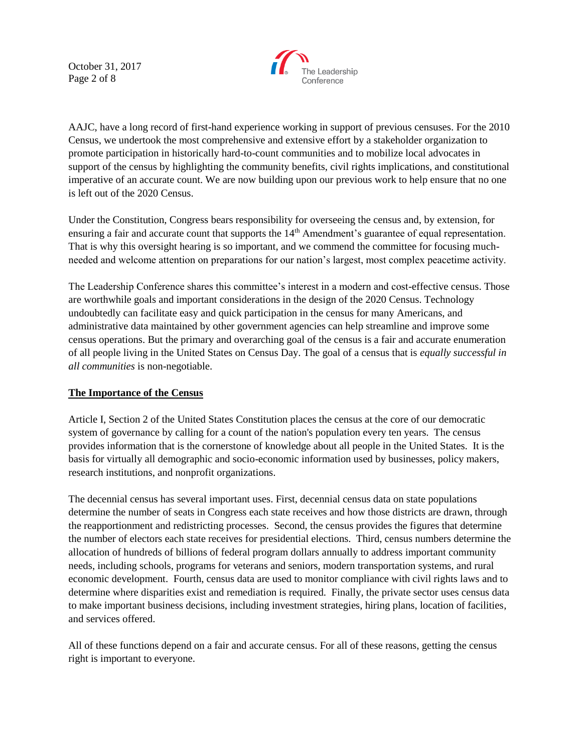AAJC, have a long record of first-hand experience working in support of previous censuses. For the 2010 Census, we undertook the most comprehensive and extensive effort by a stakeholder organization to promote participation in historically hard-to-count communities and to mobilize local advocates in support of the census by highlighting the community benefits, civil rights implications, and constitutional imperative of an accurate count. We are now building upon our previous work to help ensure that no one is left out of the 2020 Census.

Under the Constitution, Congress bears responsibility for overseeing the census and, by extension, for ensuring a fair and accurate count that supports the 14th Amendment's guarantee of equal representation. That is why this oversight hearing is so important, and we commend the committee for focusing much-needed and welcome attention on preparations for our nation's largest, most complex peacetime activity.

The Leadership Conference shares this committee's interest in a modern and cost-effective census. Those are worthwhile goals and important considerations in the design of the 2020 Census. Technology undoubtedly can facilitate easy and quick participation in the census for many Americans, and administrative data maintained by other government agencies can help streamline and improve some census operations. But the primary and overarching goal of the census is a fair and accurate enumeration of all people living in the United States on Census Day. The goal of a census that is *equally successful in all communities* is non-negotiable.

**The Importance of the Census**

Article I, Section 2 of the United States Constitution places the census at the core of our democratic system of governance by calling for a count of the nation's population every ten years. The census provides information that is the cornerstone of knowledge about all people in the United States. It is the basis for virtually all demographic and socio-economic information used by businesses, policy makers, research institutions, and nonprofit organizations.

The decennial census has several important uses. First, decennial census data on state populations determine the number of seats in Congress each state receives and how those districts are drawn, through the reapportionment and redistricting processes. Second, the census provides the figures that determine the number of electors each state receives for presidential elections. Third, census numbers determine the allocation of hundreds of billions of federal program dollars annually to address important community needs, including schools, programs for veterans and seniors, modern transportation systems, and rural economic development. Fourth, census data are used to monitor compliance with civil rights laws and to determine where disparities exist and remediation is required. Finally, the private sector uses census data to make important business decisions, including investment strategies, hiring plans, location of facilities, and services offered.

All of these functions depend on a fair and accurate census. For all of these reasons, getting the census right is important to everyone.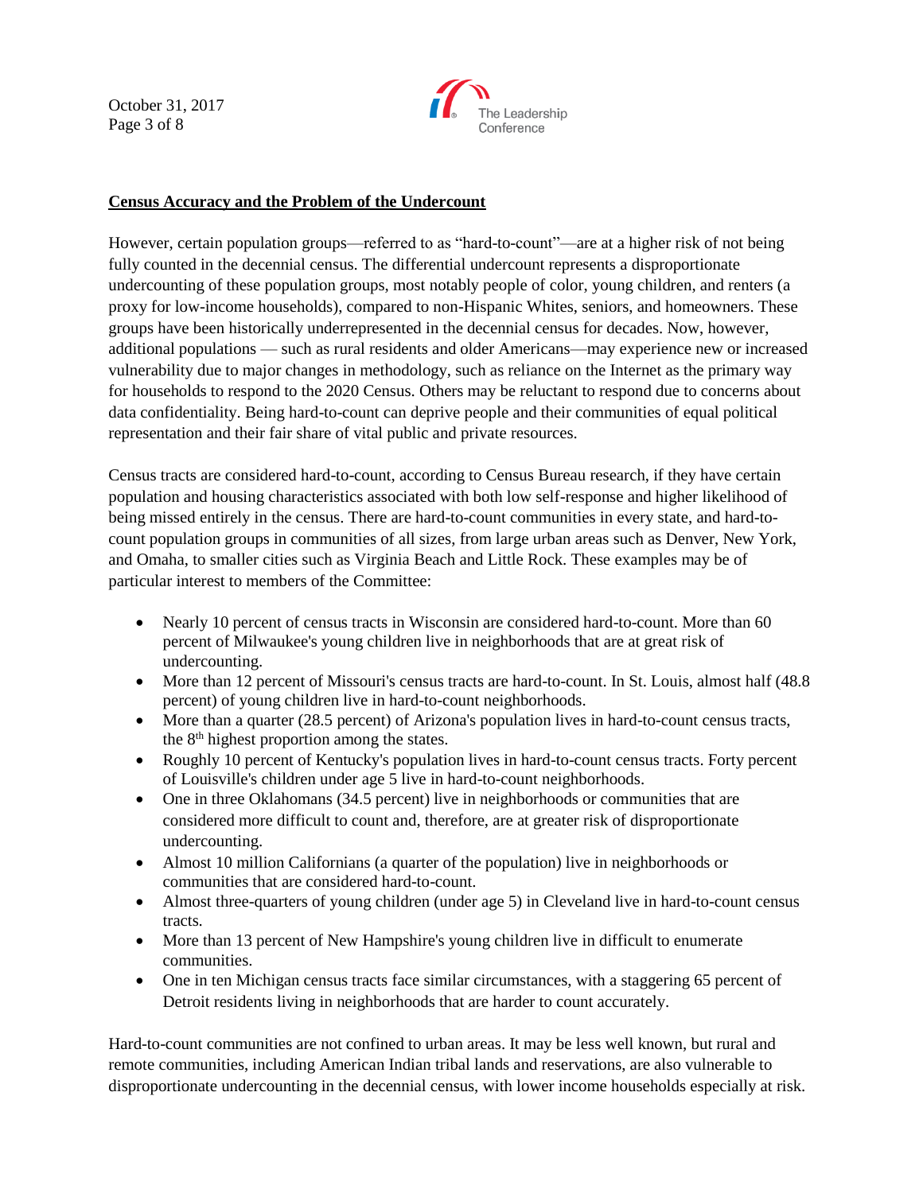**Census Accuracy and the Problem of the Undercount**

However, certain population groups—referred to as "hard-to-count"—are at a higher risk of not being fully counted in the decennial census. The differential undercount represents a disproportionate undercounting of these population groups, most notably people of color, young children, and renters (a proxy for low-income households), compared to non-Hispanic Whites, seniors, and homeowners. These groups have been historically underrepresented in the decennial census for decades. Now, however, additional populations — such as rural residents and older Americans—may experience new or increased vulnerability due to major changes in methodology, such as reliance on the Internet as the primary way for households to respond to the 2020 Census. Others may be reluctant to respond due to concerns about data confidentiality. Being hard-to-count can deprive people and their communities of equal political representation and their fair share of vital public and private resources.

Census tracts are considered hard-to-count, according to Census Bureau research, if they have certain population and housing characteristics associated with both low self-response and higher likelihood of being missed entirely in the census. There are hard-to-count communities in every state, and hard-to-count population groups in communities of all sizes, from large urban areas such as Denver, New York, and Omaha, to smaller cities such as Virginia Beach and Little Rock. These examples may be of particular interest to members of the Committee:

- Nearly 10 percent of census tracts in Wisconsin are considered hard-to-count. More than 60 percent of Milwaukee's young children live in neighborhoods that are at great risk of undercounting.
- More than 12 percent of Missouri's census tracts are hard-to-count. In St. Louis, almost half (48.8 percent) of young children live in hard-to-count neighborhoods.
- More than a quarter (28.5 percent) of Arizona's population lives in hard-to-count census tracts, the 8th highest proportion among the states.
- Roughly 10 percent of Kentucky's population lives in hard-to-count census tracts. Forty percent of Louisville's children under age 5 live in hard-to-count neighborhoods.
- One in three Oklahomans (34.5 percent) live in neighborhoods or communities that are considered more difficult to count and, therefore, are at greater risk of disproportionate undercounting.
- Almost 10 million Californians (a quarter of the population) live in neighborhoods or communities that are considered hard-to-count.
- Almost three-quarters of young children (under age 5) in Cleveland live in hard-to-count census tracts.
- More than 13 percent of New Hampshire's young children live in difficult to enumerate communities.
- One in ten Michigan census tracts face similar circumstances, with a staggering 65 percent of Detroit residents living in neighborhoods that are harder to count accurately.

Hard-to-count communities are not confined to urban areas. It may be less well known, but rural and remote communities, including American Indian tribal lands and reservations, are also vulnerable to disproportionate undercounting in the decennial census, with lower income households especially at risk.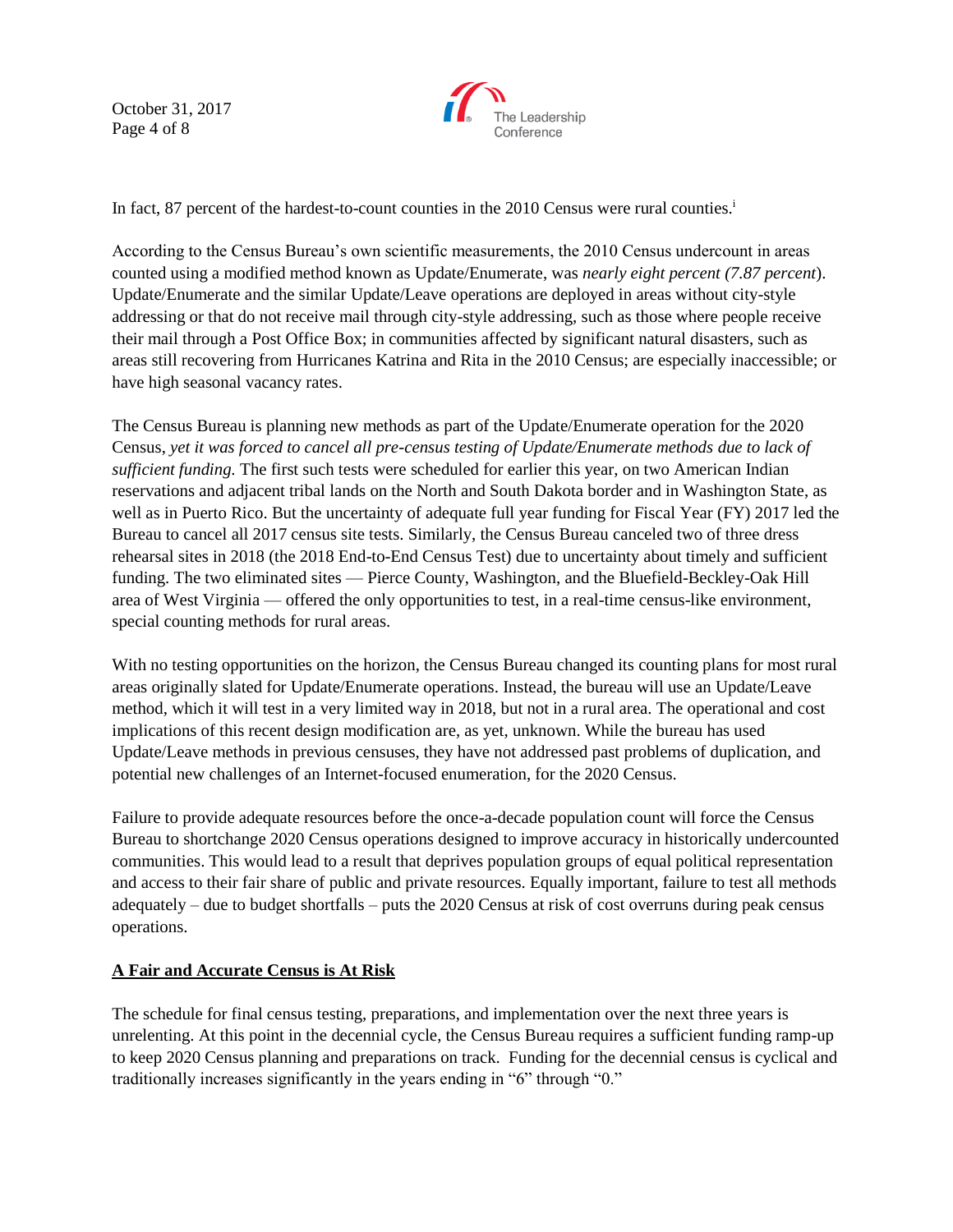In fact, 87 percent of the hardest-to-count counties in the 2010 Census were rural counties.[i]

According to the Census Bureau's own scientific measurements, the 2010 Census undercount in areas counted using a modified method known as Update/Enumerate, was *nearly eight percent (7.87 percent*). Update/Enumerate and the similar Update/Leave operations are deployed in areas without city-style addressing or that do not receive mail through city-style addressing, such as those where people receive their mail through a Post Office Box; in communities affected by significant natural disasters, such as areas still recovering from Hurricanes Katrina and Rita in the 2010 Census; are especially inaccessible; or have high seasonal vacancy rates.

The Census Bureau is planning new methods as part of the Update/Enumerate operation for the 2020 Census, *yet it was forced to cancel all pre-census testing of Update/Enumerate methods due to lack of sufficient funding.* The first such tests were scheduled for earlier this year, on two American Indian reservations and adjacent tribal lands on the North and South Dakota border and in Washington State, as well as in Puerto Rico. But the uncertainty of adequate full year funding for Fiscal Year (FY) 2017 led the Bureau to cancel all 2017 census site tests. Similarly, the Census Bureau canceled two of three dress rehearsal sites in 2018 (the 2018 End-to-End Census Test) due to uncertainty about timely and sufficient funding. The two eliminated sites — Pierce County, Washington, and the Bluefield-Beckley-Oak Hill area of West Virginia — offered the only opportunities to test, in a real-time census-like environment, special counting methods for rural areas.

With no testing opportunities on the horizon, the Census Bureau changed its counting plans for most rural areas originally slated for Update/Enumerate operations. Instead, the bureau will use an Update/Leave method, which it will test in a very limited way in 2018, but not in a rural area. The operational and cost implications of this recent design modification are, as yet, unknown. While the bureau has used Update/Leave methods in previous censuses, they have not addressed past problems of duplication, and potential new challenges of an Internet-focused enumeration, for the 2020 Census.

Failure to provide adequate resources before the once-a-decade population count will force the Census Bureau to shortchange 2020 Census operations designed to improve accuracy in historically undercounted communities. This would lead to a result that deprives population groups of equal political representation and access to their fair share of public and private resources. Equally important, failure to test all methods adequately – due to budget shortfalls – puts the 2020 Census at risk of cost overruns during peak census operations.

## A Fair and Accurate Census is At Risk

The schedule for final census testing, preparations, and implementation over the next three years is unrelenting. At this point in the decennial cycle, the Census Bureau requires a sufficient funding ramp-up to keep 2020 Census planning and preparations on track. Funding for the decennial census is cyclical and traditionally increases significantly in the years ending in "6" through "0."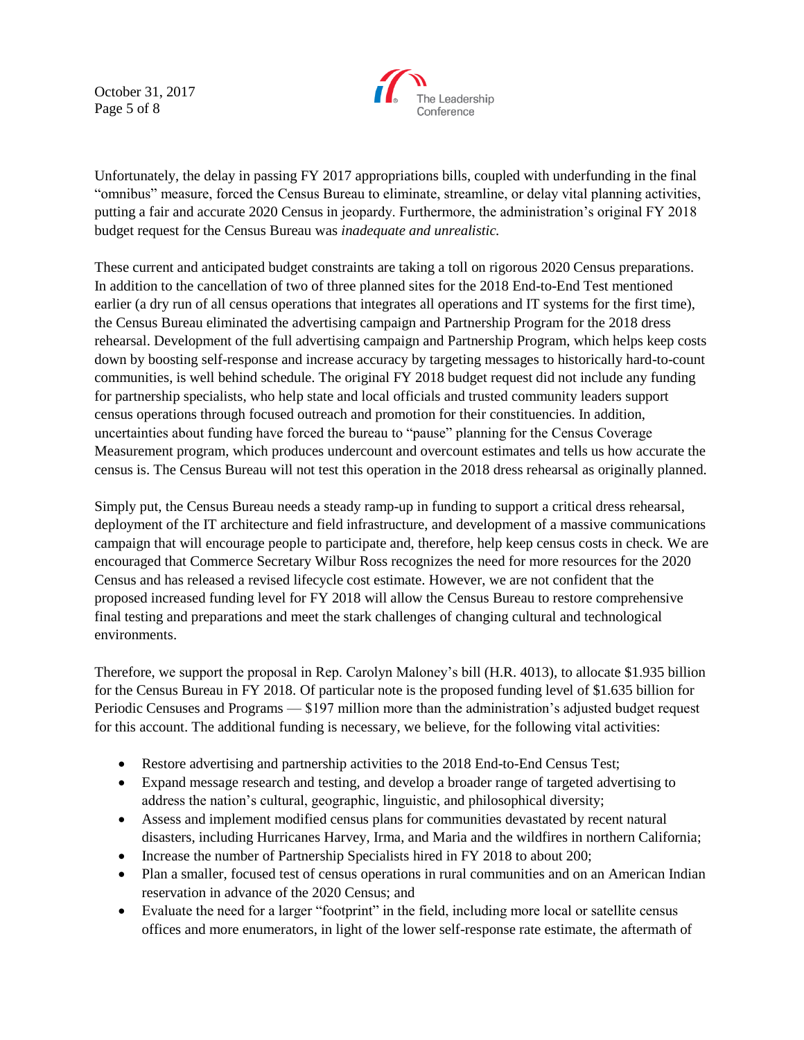Unfortunately, the delay in passing FY 2017 appropriations bills, coupled with underfunding in the final "omnibus" measure, forced the Census Bureau to eliminate, streamline, or delay vital planning activities, putting a fair and accurate 2020 Census in jeopardy. Furthermore, the administration's original FY 2018 budget request for the Census Bureau was *inadequate and unrealistic.*

These current and anticipated budget constraints are taking a toll on rigorous 2020 Census preparations. In addition to the cancellation of two of three planned sites for the 2018 End-to-End Test mentioned earlier (a dry run of all census operations that integrates all operations and IT systems for the first time), the Census Bureau eliminated the advertising campaign and Partnership Program for the 2018 dress rehearsal. Development of the full advertising campaign and Partnership Program, which helps keep costs down by boosting self-response and increase accuracy by targeting messages to historically hard-to-count communities, is well behind schedule. The original FY 2018 budget request did not include any funding for partnership specialists, who help state and local officials and trusted community leaders support census operations through focused outreach and promotion for their constituencies. In addition, uncertainties about funding have forced the bureau to "pause" planning for the Census Coverage Measurement program, which produces undercount and overcount estimates and tells us how accurate the census is. The Census Bureau will not test this operation in the 2018 dress rehearsal as originally planned.

Simply put, the Census Bureau needs a steady ramp-up in funding to support a critical dress rehearsal, deployment of the IT architecture and field infrastructure, and development of a massive communications campaign that will encourage people to participate and, therefore, help keep census costs in check. We are encouraged that Commerce Secretary Wilbur Ross recognizes the need for more resources for the 2020 Census and has released a revised lifecycle cost estimate. However, we are not confident that the proposed increased funding level for FY 2018 will allow the Census Bureau to restore comprehensive final testing and preparations and meet the stark challenges of changing cultural and technological environments.

Therefore, we support the proposal in Rep. Carolyn Maloney's bill (H.R. 4013), to allocate $1.935 billion for the Census Bureau in FY 2018. Of particular note is the proposed funding level of $1.635 billion for Periodic Censuses and Programs — $197 million more than the administration's adjusted budget request for this account. The additional funding is necessary, we believe, for the following vital activities:

- Restore advertising and partnership activities to the 2018 End-to-End Census Test;
- Expand message research and testing, and develop a broader range of targeted advertising to address the nation's cultural, geographic, linguistic, and philosophical diversity;
- Assess and implement modified census plans for communities devastated by recent natural disasters, including Hurricanes Harvey, Irma, and Maria and the wildfires in northern California;
- Increase the number of Partnership Specialists hired in FY 2018 to about 200;
- Plan a smaller, focused test of census operations in rural communities and on an American Indian reservation in advance of the 2020 Census; and
- Evaluate the need for a larger "footprint" in the field, including more local or satellite census offices and more enumerators, in light of the lower self-response rate estimate, the aftermath of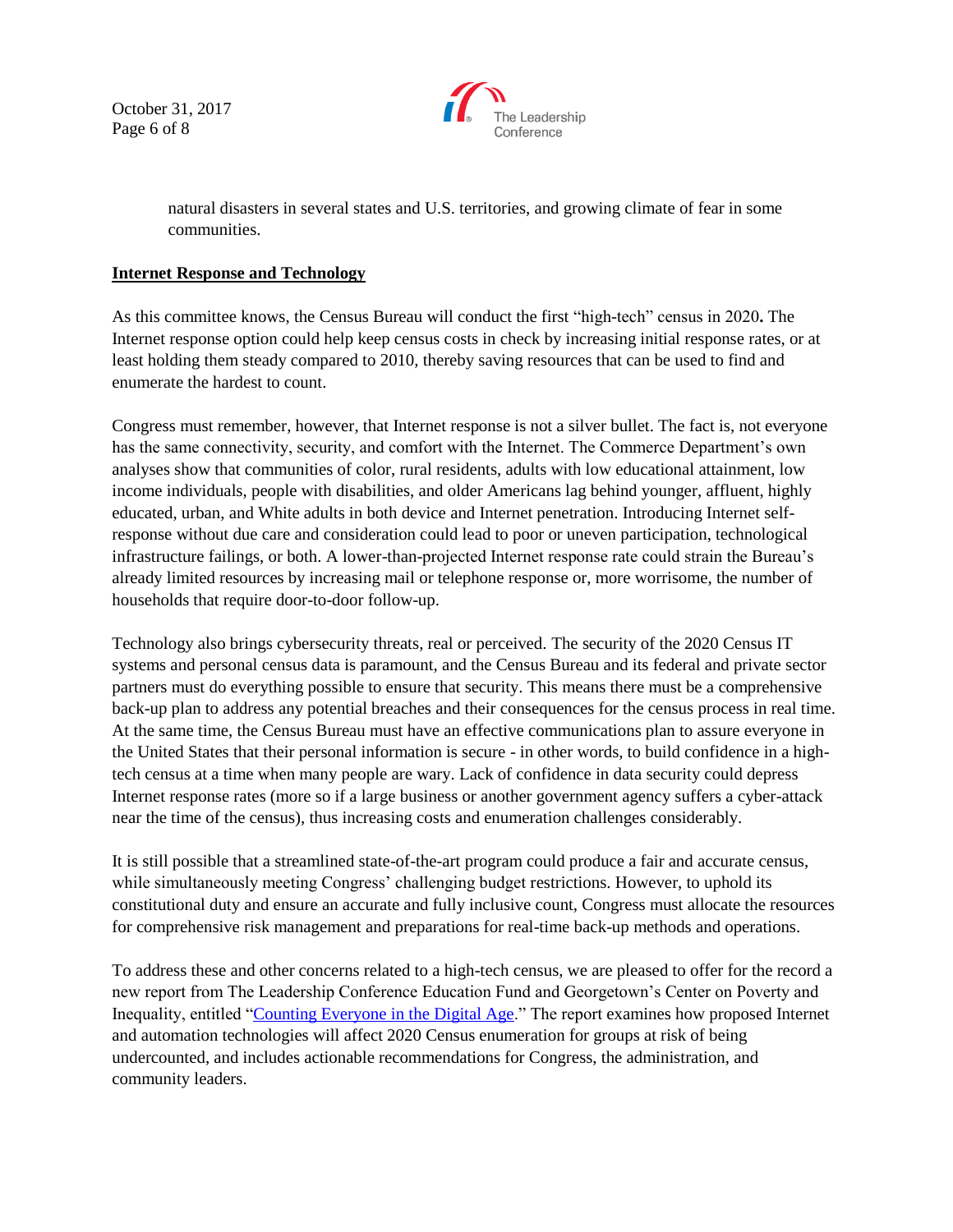natural disasters in several states and U.S. territories, and growing climate of fear in some communities.

**Internet Response and Technology**

As this committee knows, the Census Bureau will conduct the first "high-tech" census in 2020**.** The Internet response option could help keep census costs in check by increasing initial response rates, or at least holding them steady compared to 2010, thereby saving resources that can be used to find and enumerate the hardest to count.

Congress must remember, however, that Internet response is not a silver bullet. The fact is, not everyone has the same connectivity, security, and comfort with the Internet. The Commerce Department's own analyses show that communities of color, rural residents, adults with low educational attainment, low income individuals, people with disabilities, and older Americans lag behind younger, affluent, highly educated, urban, and White adults in both device and Internet penetration. Introducing Internet self-response without due care and consideration could lead to poor or uneven participation, technological infrastructure failings, or both. A lower-than-projected Internet response rate could strain the Bureau's already limited resources by increasing mail or telephone response or, more worrisome, the number of households that require door-to-door follow-up.

Technology also brings cybersecurity threats, real or perceived. The security of the 2020 Census IT systems and personal census data is paramount, and the Census Bureau and its federal and private sector partners must do everything possible to ensure that security. This means there must be a comprehensive back-up plan to address any potential breaches and their consequences for the census process in real time. At the same time, the Census Bureau must have an effective communications plan to assure everyone in the United States that their personal information is secure - in other words, to build confidence in a high-tech census at a time when many people are wary. Lack of confidence in data security could depress Internet response rates (more so if a large business or another government agency suffers a cyber-attack near the time of the census), thus increasing costs and enumeration challenges considerably.

It is still possible that a streamlined state-of-the-art program could produce a fair and accurate census, while simultaneously meeting Congress' challenging budget restrictions. However, to uphold its constitutional duty and ensure an accurate and fully inclusive count, Congress must allocate the resources for comprehensive risk management and preparations for real-time back-up methods and operations.

To address these and other concerns related to a high-tech census, we are pleased to offer for the record a new report from The Leadership Conference Education Fund and Georgetown's Center on Poverty and Inequality, entitled "Counting Everyone in the Digital Age." The report examines how proposed Internet and automation technologies will affect 2020 Census enumeration for groups at risk of being undercounted, and includes actionable recommendations for Congress, the administration, and community leaders.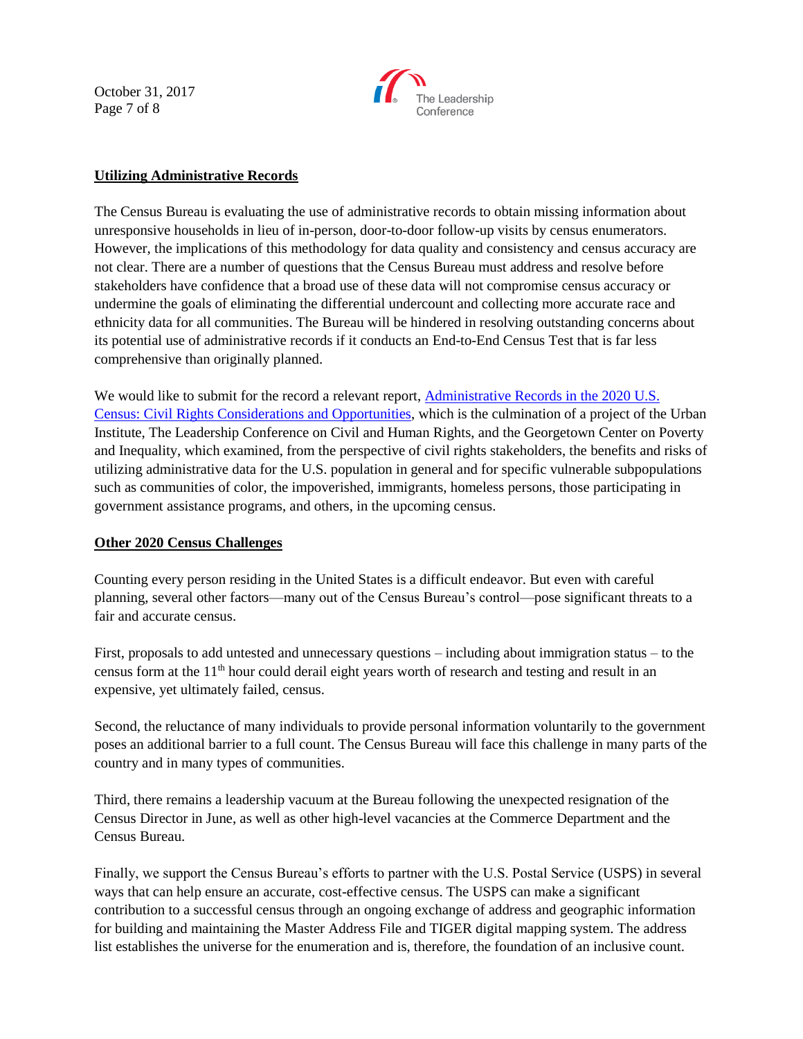**Utilizing Administrative Records**

The Census Bureau is evaluating the use of administrative records to obtain missing information about unresponsive households in lieu of in-person, door-to-door follow-up visits by census enumerators. However, the implications of this methodology for data quality and consistency and census accuracy are not clear. There are a number of questions that the Census Bureau must address and resolve before stakeholders have confidence that a broad use of these data will not compromise census accuracy or undermine the goals of eliminating the differential undercount and collecting more accurate race and ethnicity data for all communities. The Bureau will be hindered in resolving outstanding concerns about its potential use of administrative records if it conducts an End-to-End Census Test that is far less comprehensive than originally planned.

We would like to submit for the record a relevant report, Administrative Records in the 2020 U.S. Census: Civil Rights Considerations and Opportunities, which is the culmination of a project of the Urban Institute, The Leadership Conference on Civil and Human Rights, and the Georgetown Center on Poverty and Inequality, which examined, from the perspective of civil rights stakeholders, the benefits and risks of utilizing administrative data for the U.S. population in general and for specific vulnerable subpopulations such as communities of color, the impoverished, immigrants, homeless persons, those participating in government assistance programs, and others, in the upcoming census.

**Other 2020 Census Challenges**

Counting every person residing in the United States is a difficult endeavor. But even with careful planning, several other factors—many out of the Census Bureau's control—pose significant threats to a fair and accurate census.

First, proposals to add untested and unnecessary questions – including about immigration status – to the census form at the 11th hour could derail eight years worth of research and testing and result in an expensive, yet ultimately failed, census.

Second, the reluctance of many individuals to provide personal information voluntarily to the government poses an additional barrier to a full count. The Census Bureau will face this challenge in many parts of the country and in many types of communities.

Third, there remains a leadership vacuum at the Bureau following the unexpected resignation of the Census Director in June, as well as other high-level vacancies at the Commerce Department and the Census Bureau.

Finally, we support the Census Bureau's efforts to partner with the U.S. Postal Service (USPS) in several ways that can help ensure an accurate, cost-effective census. The USPS can make a significant contribution to a successful census through an ongoing exchange of address and geographic information for building and maintaining the Master Address File and TIGER digital mapping system. The address list establishes the universe for the enumeration and is, therefore, the foundation of an inclusive count.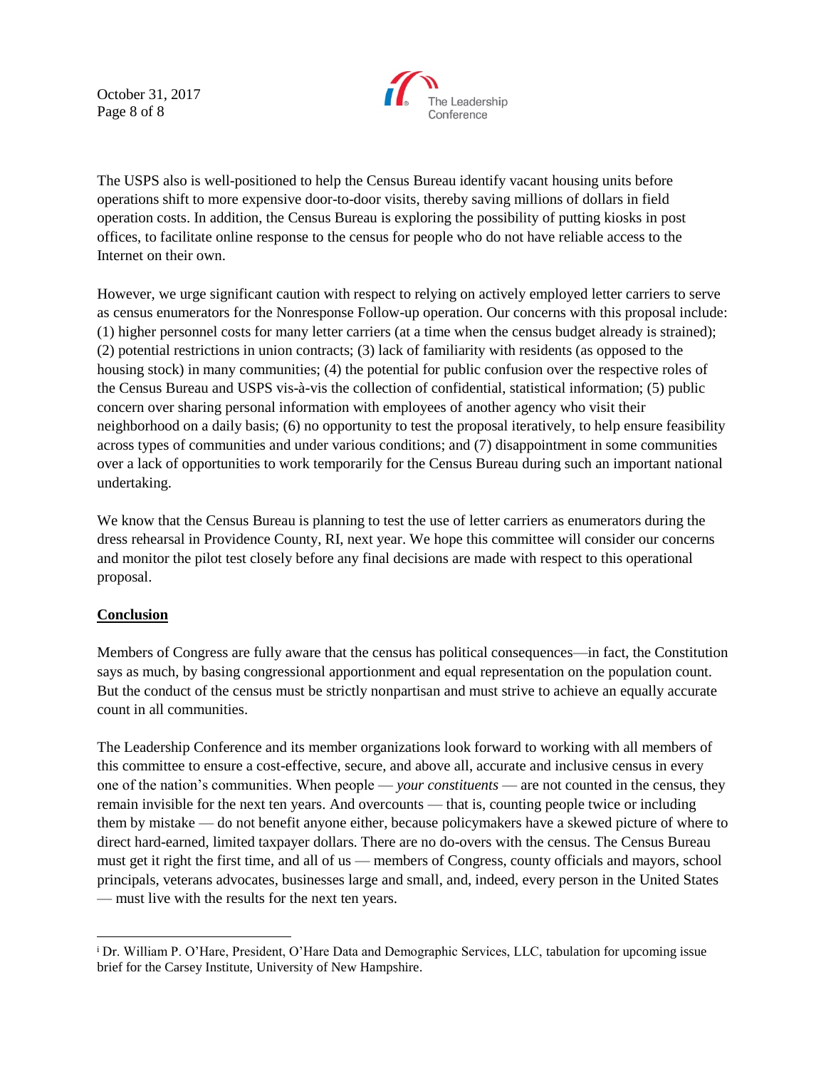The USPS also is well-positioned to help the Census Bureau identify vacant housing units before operations shift to more expensive door-to-door visits, thereby saving millions of dollars in field operation costs. In addition, the Census Bureau is exploring the possibility of putting kiosks in post offices, to facilitate online response to the census for people who do not have reliable access to the Internet on their own.

However, we urge significant caution with respect to relying on actively employed letter carriers to serve as census enumerators for the Nonresponse Follow-up operation. Our concerns with this proposal include: (1) higher personnel costs for many letter carriers (at a time when the census budget already is strained); (2) potential restrictions in union contracts; (3) lack of familiarity with residents (as opposed to the housing stock) in many communities; (4) the potential for public confusion over the respective roles of the Census Bureau and USPS vis-à-vis the collection of confidential, statistical information; (5) public concern over sharing personal information with employees of another agency who visit their neighborhood on a daily basis; (6) no opportunity to test the proposal iteratively, to help ensure feasibility across types of communities and under various conditions; and (7) disappointment in some communities over a lack of opportunities to work temporarily for the Census Bureau during such an important national undertaking.

We know that the Census Bureau is planning to test the use of letter carriers as enumerators during the dress rehearsal in Providence County, RI, next year. We hope this committee will consider our concerns and monitor the pilot test closely before any final decisions are made with respect to this operational proposal.

## Conclusion

Members of Congress are fully aware that the census has political consequences—in fact, the Constitution says as much, by basing congressional apportionment and equal representation on the population count. But the conduct of the census must be strictly nonpartisan and must strive to achieve an equally accurate count in all communities.

The Leadership Conference and its member organizations look forward to working with all members of this committee to ensure a cost-effective, secure, and above all, accurate and inclusive census in every one of the nation's communities. When people — *your constituents* — are not counted in the census, they remain invisible for the next ten years. And overcounts — that is, counting people twice or including them by mistake — do not benefit anyone either, because policymakers have a skewed picture of where to direct hard-earned, limited taxpayer dollars. There are no do-overs with the census. The Census Bureau must get it right the first time, and all of us — members of Congress, county officials and mayors, school principals, veterans advocates, businesses large and small, and, indeed, every person in the United States — must live with the results for the next ten years.

---

[i] Dr. William P. O'Hare, President, O'Hare Data and Demographic Services, LLC, tabulation for upcoming issue brief for the Carsey Institute, University of New Hampshire.